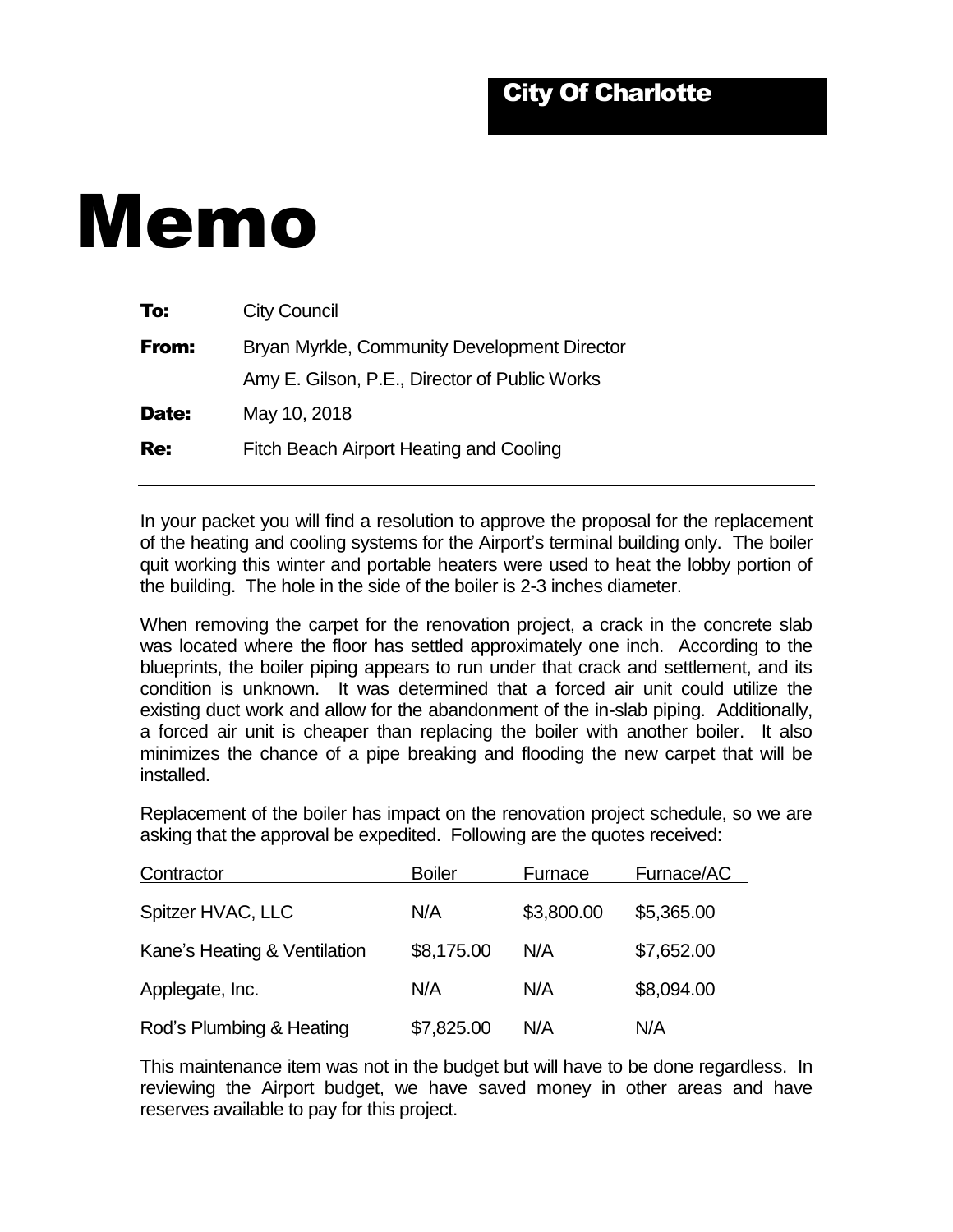City Of Charlotte

# Memo

**To:** City Council

**From:** Bryan Myrkle, Community Development Director
Amy E. Gilson, P.E., Director of Public Works

**Date:** May 10, 2018

**Re:** Fitch Beach Airport Heating and Cooling

---

In your packet you will find a resolution to approve the proposal for the replacement of the heating and cooling systems for the Airport's terminal building only. The boiler quit working this winter and portable heaters were used to heat the lobby portion of the building. The hole in the side of the boiler is 2-3 inches diameter.

When removing the carpet for the renovation project, a crack in the concrete slab was located where the floor has settled approximately one inch. According to the blueprints, the boiler piping appears to run under that crack and settlement, and its condition is unknown. It was determined that a forced air unit could utilize the existing duct work and allow for the abandonment of the in-slab piping. Additionally, a forced air unit is cheaper than replacing the boiler with another boiler. It also minimizes the chance of a pipe breaking and flooding the new carpet that will be installed.

Replacement of the boiler has impact on the renovation project schedule, so we are asking that the approval be expedited. Following are the quotes received:

| Contractor | Boiler | Furnace | Furnace/AC |
|---|---|---|---|
| Spitzer HVAC, LLC | N/A | $3,800.00 | $5,365.00 |
| Kane's Heating & Ventilation | $8,175.00 | N/A | $7,652.00 |
| Applegate, Inc. | N/A | N/A | $8,094.00 |
| Rod's Plumbing & Heating | $7,825.00 | N/A | N/A |

This maintenance item was not in the budget but will have to be done regardless. In reviewing the Airport budget, we have saved money in other areas and have reserves available to pay for this project.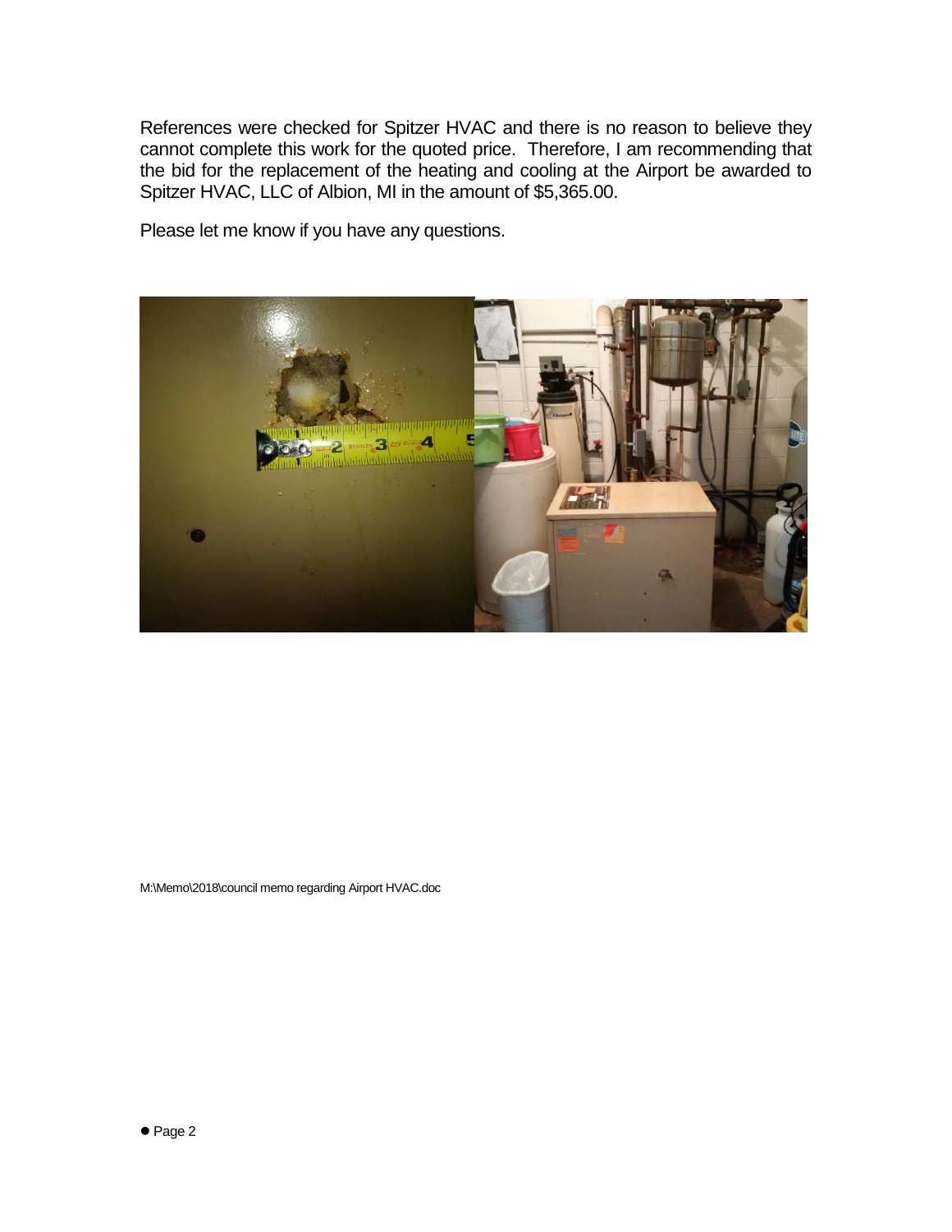References were checked for Spitzer HVAC and there is no reason to believe they cannot complete this work for the quoted price. Therefore, I am recommending that the bid for the replacement of the heating and cooling at the Airport be awarded to Spitzer HVAC, LLC of Albion, MI in the amount of $5,365.00.

Please let me know if you have any questions.

M:\Memo\2018\council memo regarding Airport HVAC.doc